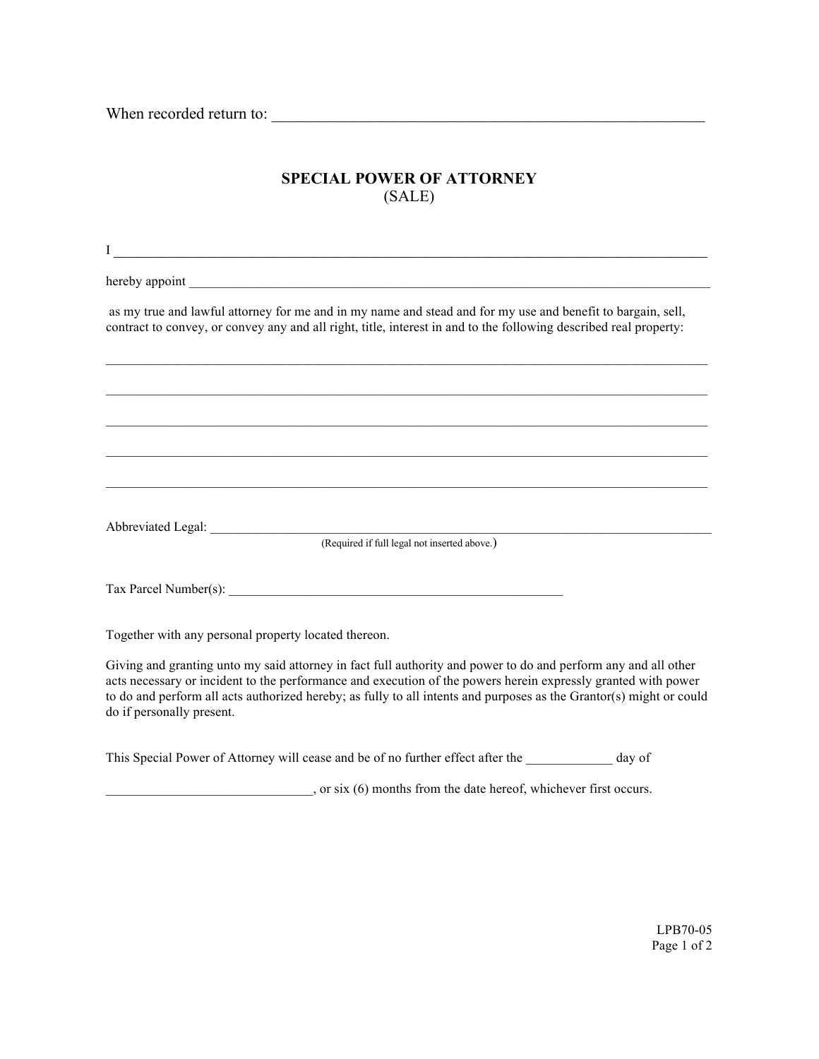When recorded return to: ___________________________________________________________

# SPECIAL POWER OF ATTORNEY
## (SALE)

I ______________________________________________________________________________________

hereby appoint ______________________________________________________________________________

as my true and lawful attorney for me and in my name and stead and for my use and benefit to bargain, sell, contract to convey, or convey any and all right, title, interest in and to the following described real property:

______________________________________________________________________________________

______________________________________________________________________________________

______________________________________________________________________________________

______________________________________________________________________________________

______________________________________________________________________________________

Abbreviated Legal: __________________________________________________________________________
(Required if full legal not inserted above.)

Tax Parcel Number(s): ____________________________________________________

Together with any personal property located thereon.

Giving and granting unto my said attorney in fact full authority and power to do and perform any and all other acts necessary or incident to the performance and execution of the powers herein expressly granted with power to do and perform all acts authorized hereby; as fully to all intents and purposes as the Grantor(s) might or could do if personally present.

This Special Power of Attorney will cease and be of no further effect after the _____________ day of

______________________________, or six (6) months from the date hereof, whichever first occurs.

LPB70-05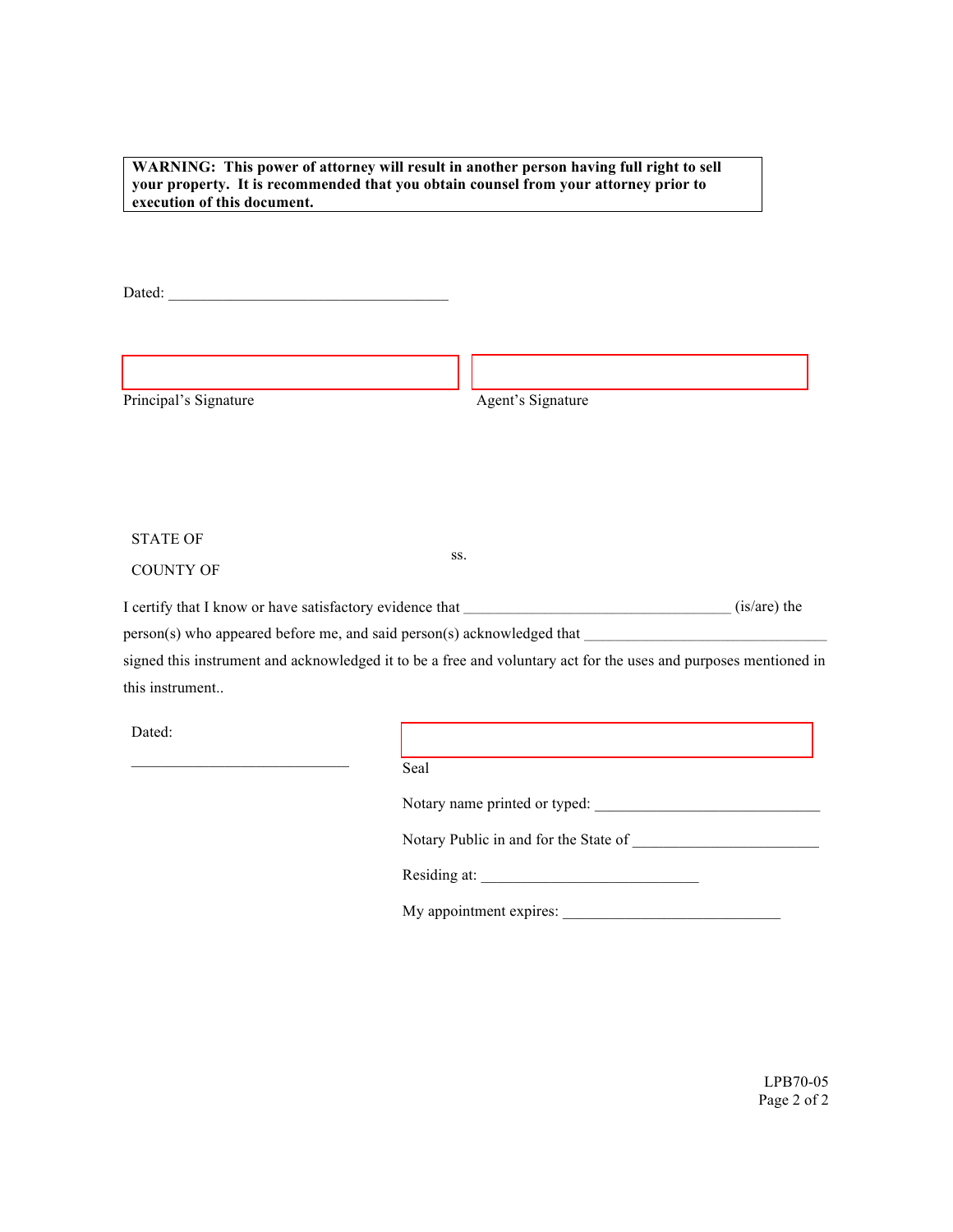**WARNING: This power of attorney will result in another person having full right to sell your property. It is recommended that you obtain counsel from your attorney prior to execution of this document.**

Dated: ___________________________________

Principal's Signature

Agent's Signature

STATE OF

COUNTY OF

ss.

I certify that I know or have satisfactory evidence that _________________________________ (is/are) the person(s) who appeared before me, and said person(s) acknowledged that ______________________________ signed this instrument and acknowledged it to be a free and voluntary act for the uses and purposes mentioned in this instrument..

Dated:

___________________________

Seal

Notary name printed or typed: ____________________________

Notary Public in and for the State of _______________________

Residing at: ___________________________

My appointment expires: ___________________________

LPB70-05